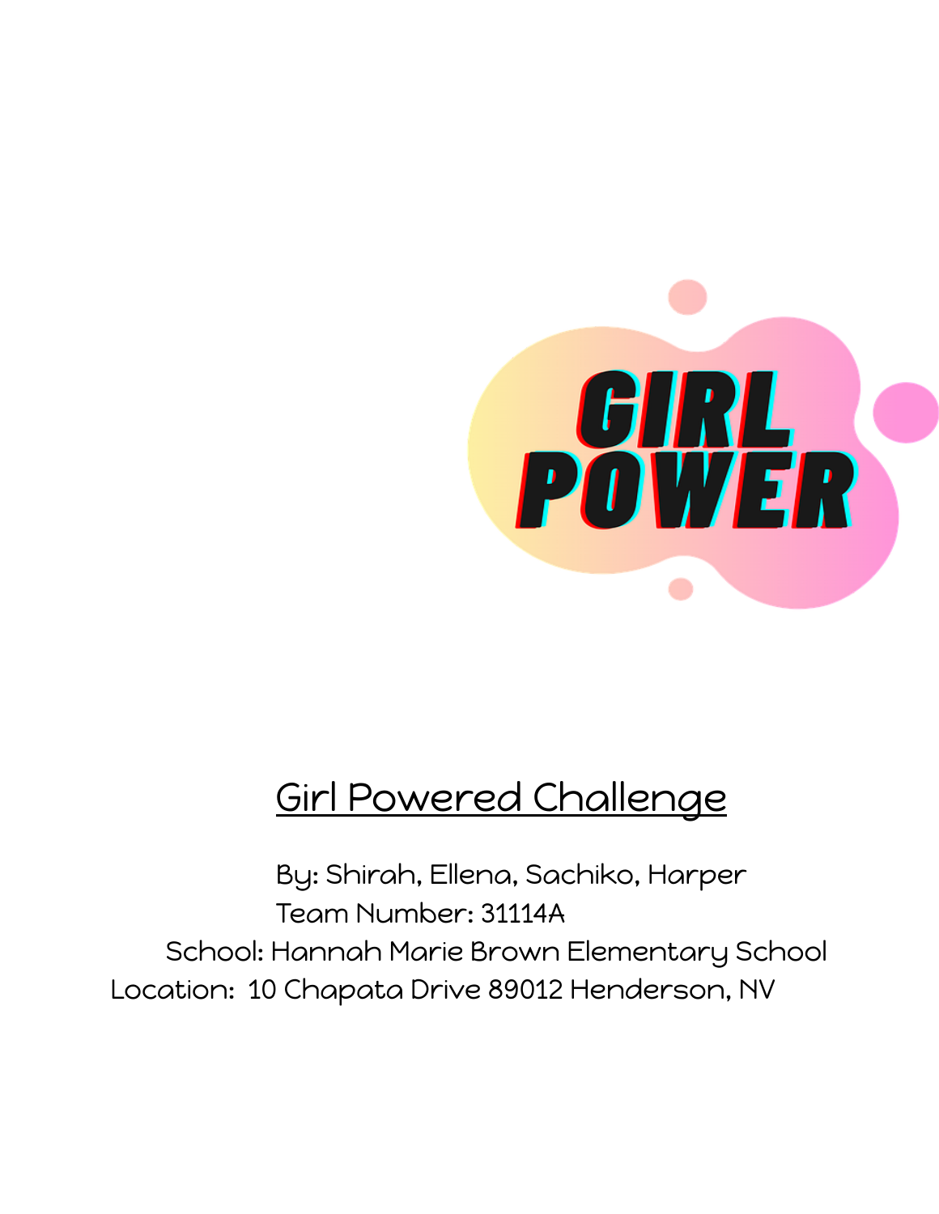GIRL POWER

# Girl Powered Challenge

By: Shirah, Ellena, Sachiko, Harper
Team Number: 31114A
School: Hannah Marie Brown Elementary School
Location: 10 Chapata Drive 89012 Henderson, NV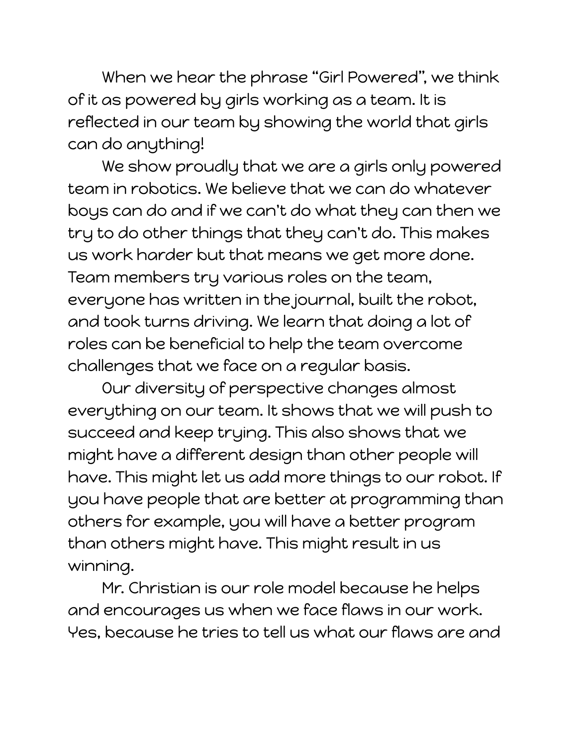When we hear the phrase "Girl Powered", we think of it as powered by girls working as a team. It is reflected in our team by showing the world that girls can do anything!

We show proudly that we are a girls only powered team in robotics. We believe that we can do whatever boys can do and if we can't do what they can then we try to do other things that they can't do. This makes us work harder but that means we get more done. Team members try various roles on the team, everyone has written in the journal, built the robot, and took turns driving. We learn that doing a lot of roles can be beneficial to help the team overcome challenges that we face on a regular basis.

0ur diversity of perspective changes almost everything on our team. It shows that we will push to succeed and keep trying. This also shows that we might have a different design than other people will have. This might let us add more things to our robot. If you have people that are better at programming than others for example, you will have a better program than others might have. This might result in us winning.

Mr. Christian is our role model because he helps and encourages us when we face flaws in our work. Yes, because he tries to tell us what our flaws are and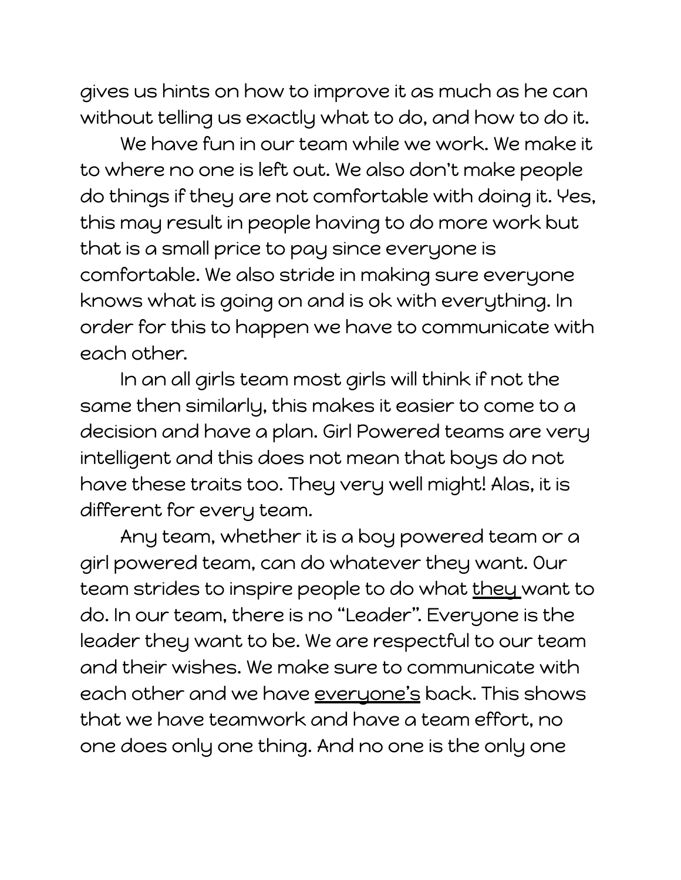gives us hints on how to improve it as much as he can without telling us exactly what to do, and how to do it.

We have fun in our team while we work. We make it to where no one is left out. We also don't make people do things if they are not comfortable with doing it. Yes, this may result in people having to do more work but that is a small price to pay since everyone is comfortable. We also stride in making sure everyone knows what is going on and is ok with everything. In order for this to happen we have to communicate with each other.

In an all girls team most girls will think if not the same then similarly, this makes it easier to come to a decision and have a plan. Girl Powered teams are very intelligent and this does not mean that boys do not have these traits too. They very well might! Alas, it is different for every team.

Any team, whether it is a boy powered team or a girl powered team, can do whatever they want. 0ur team strides to inspire people to do what <u>they</u> want to do. In our team, there is no "Leader". Everyone is the leader they want to be. We are respectful to our team and their wishes. We make sure to communicate with each other and we have <u>everyone's</u> back. This shows that we have teamwork and have a team effort, no one does only one thing. And no one is the only one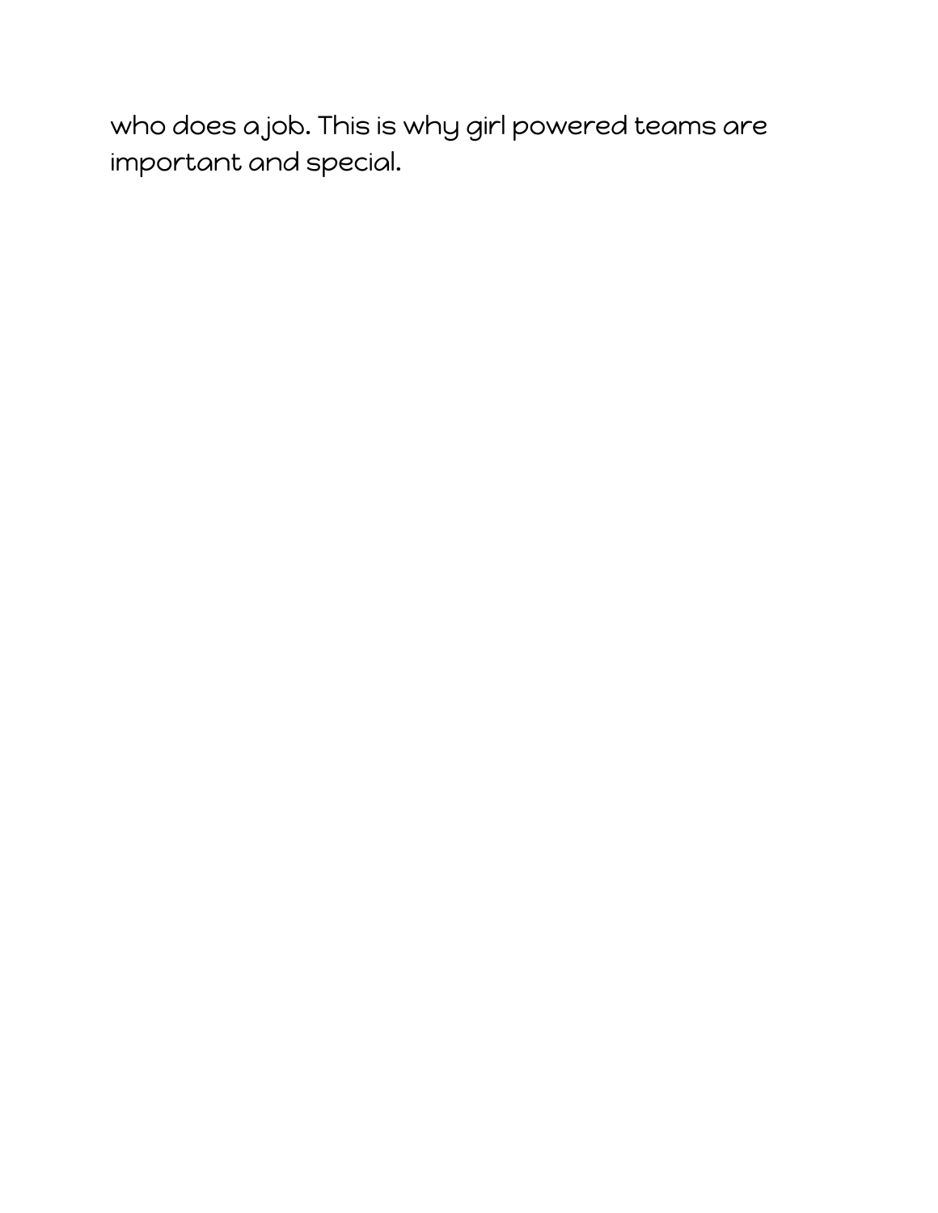who does a job. This is why girl powered teams are important and special.